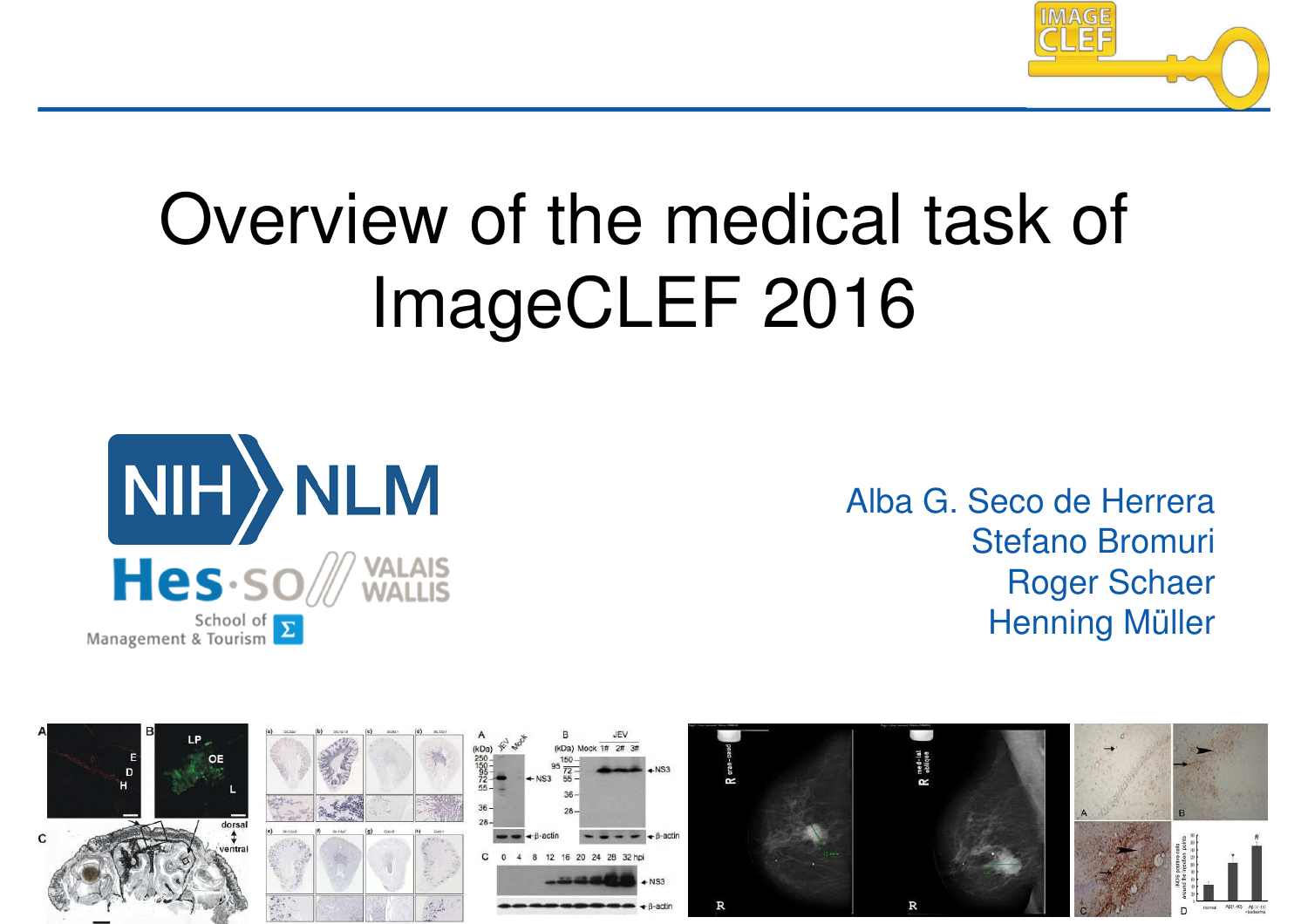# Overview of the medical task of ImageCLEF 2016

Alba G. Seco de Herrera
Stefano Bromuri
Roger Schaer
Henning Müller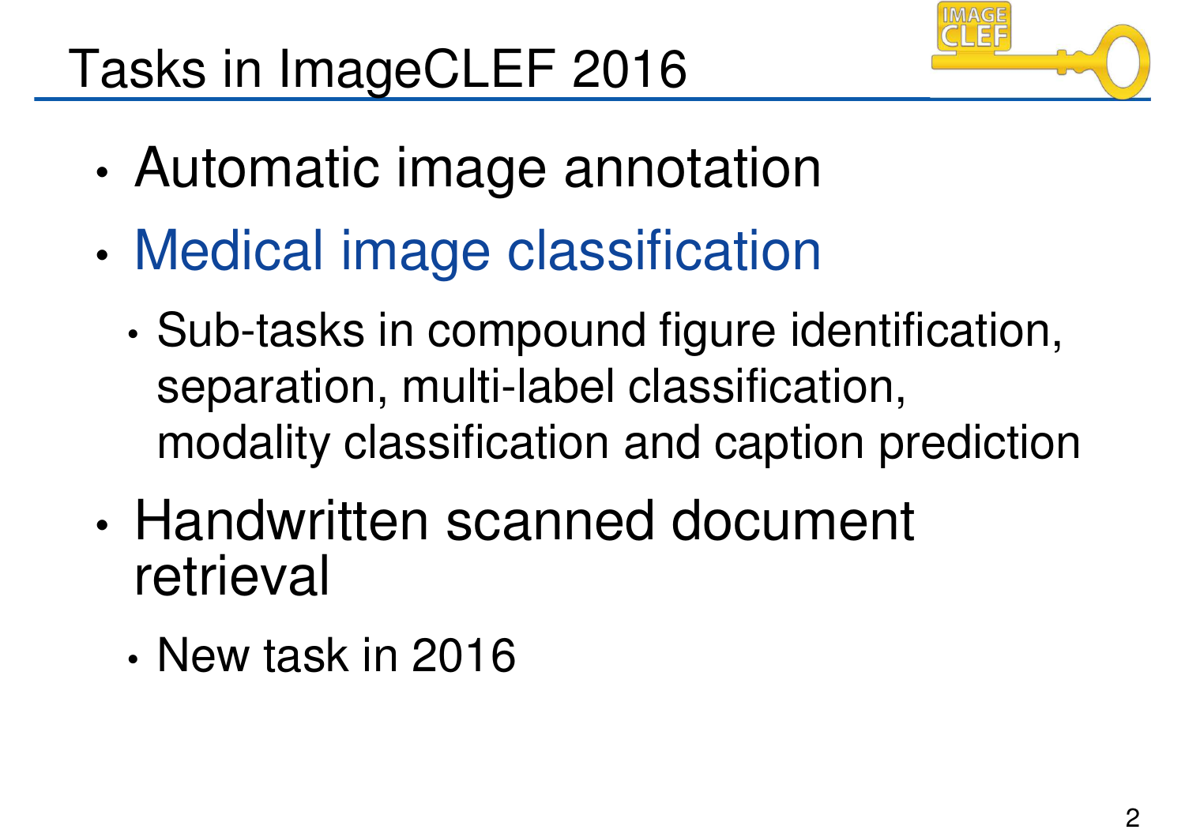# Tasks in ImageCLEF 2016

- Automatic image annotation
- Medical image classification
  - Sub-tasks in compound figure identification, separation, multi-label classification, modality classification and caption prediction
- Handwritten scanned document retrieval
  - New task in 2016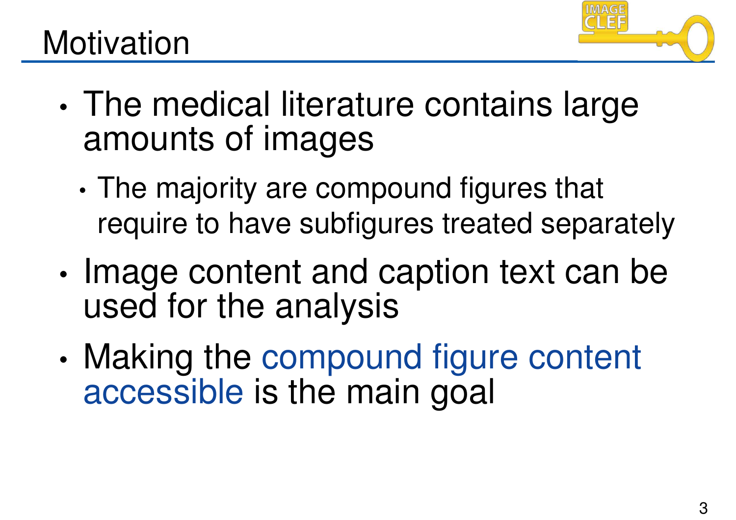# Motivation

- The medical literature contains large amounts of images
  - The majority are compound figures that require to have subfigures treated separately
- Image content and caption text can be used for the analysis
- Making the compound figure content accessible is the main goal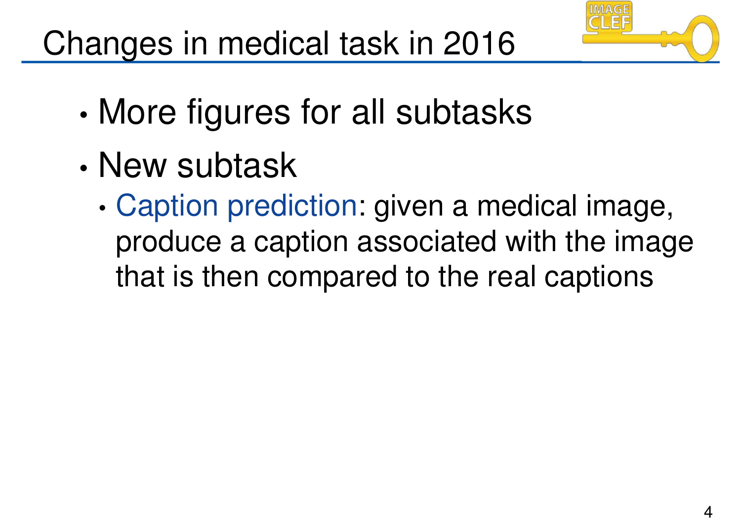# Changes in medical task in 2016

- More figures for all subtasks
- New subtask
  - Caption prediction: given a medical image, produce a caption associated with the image that is then compared to the real captions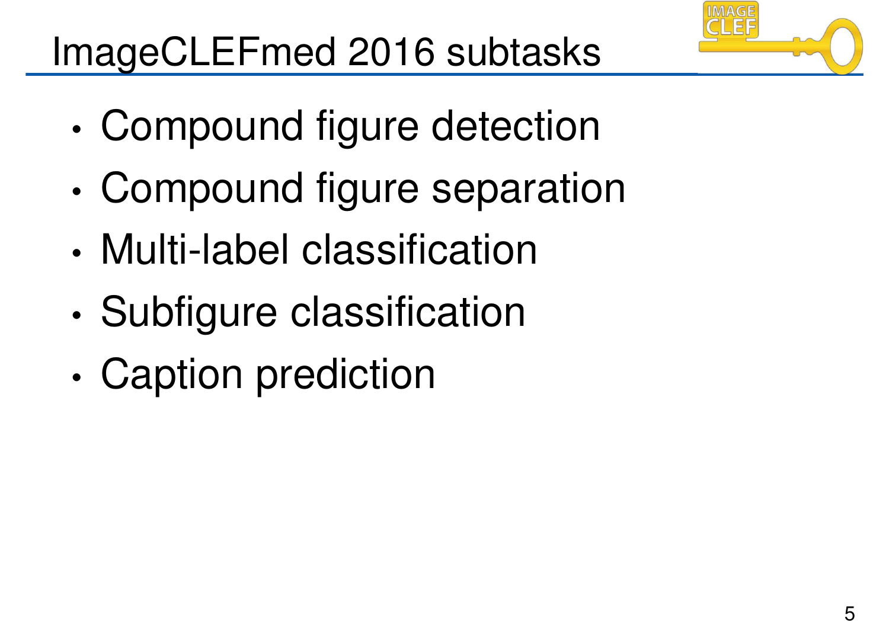# ImageCLEFmed 2016 subtasks

- Compound figure detection
- Compound figure separation
- Multi-label classification
- Subfigure classification
- Caption prediction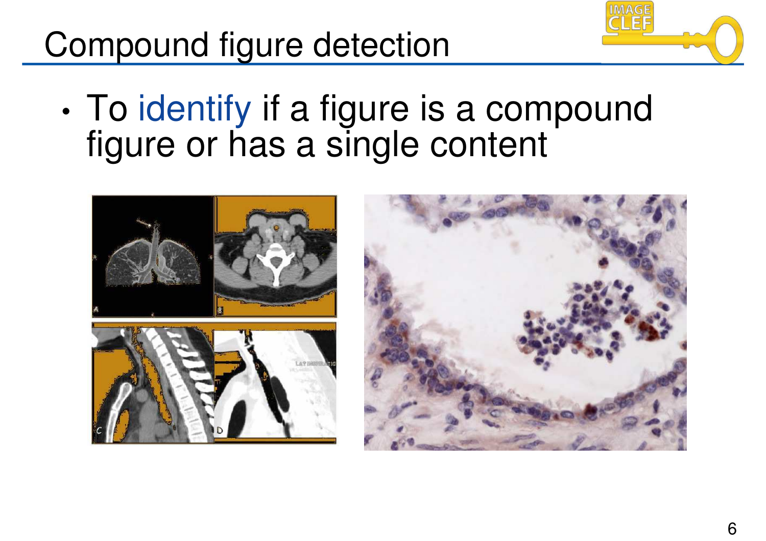# Compound figure detection

- To identify if a figure is a compound figure or has a single content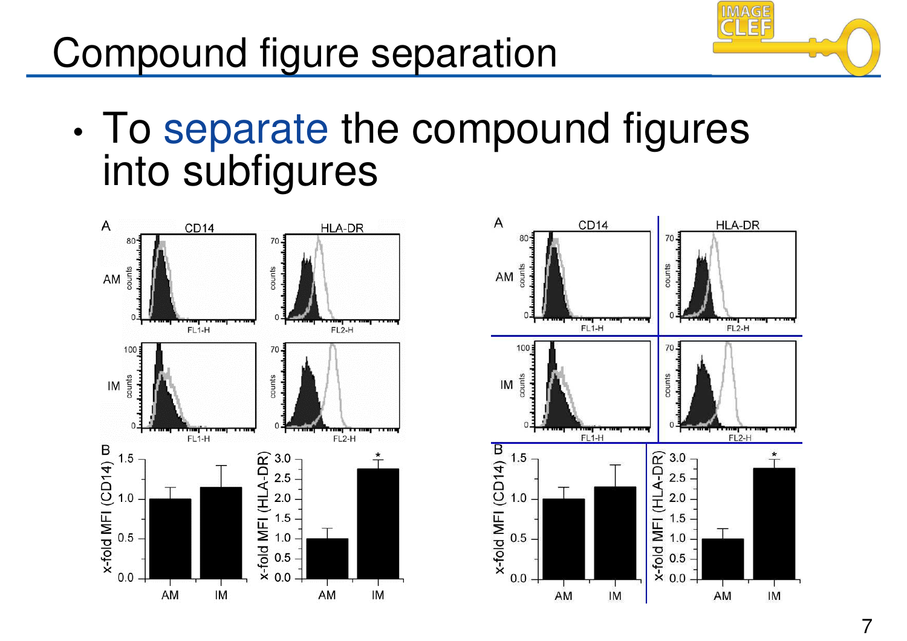# Compound figure separation

- To separate the compound figures into subfigures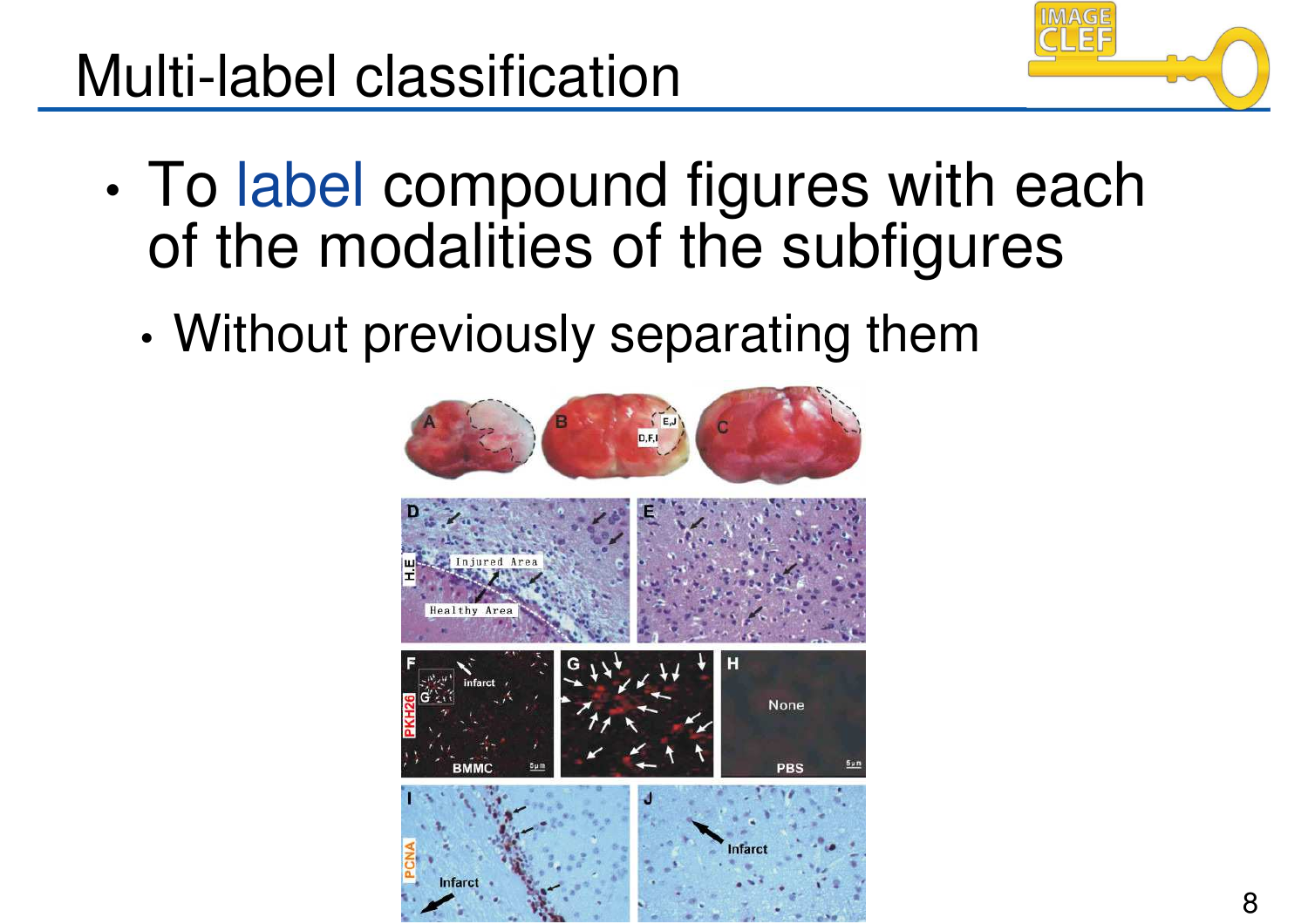# Multi-label classification

- To label compound figures with each of the modalities of the subfigures
  - Without previously separating them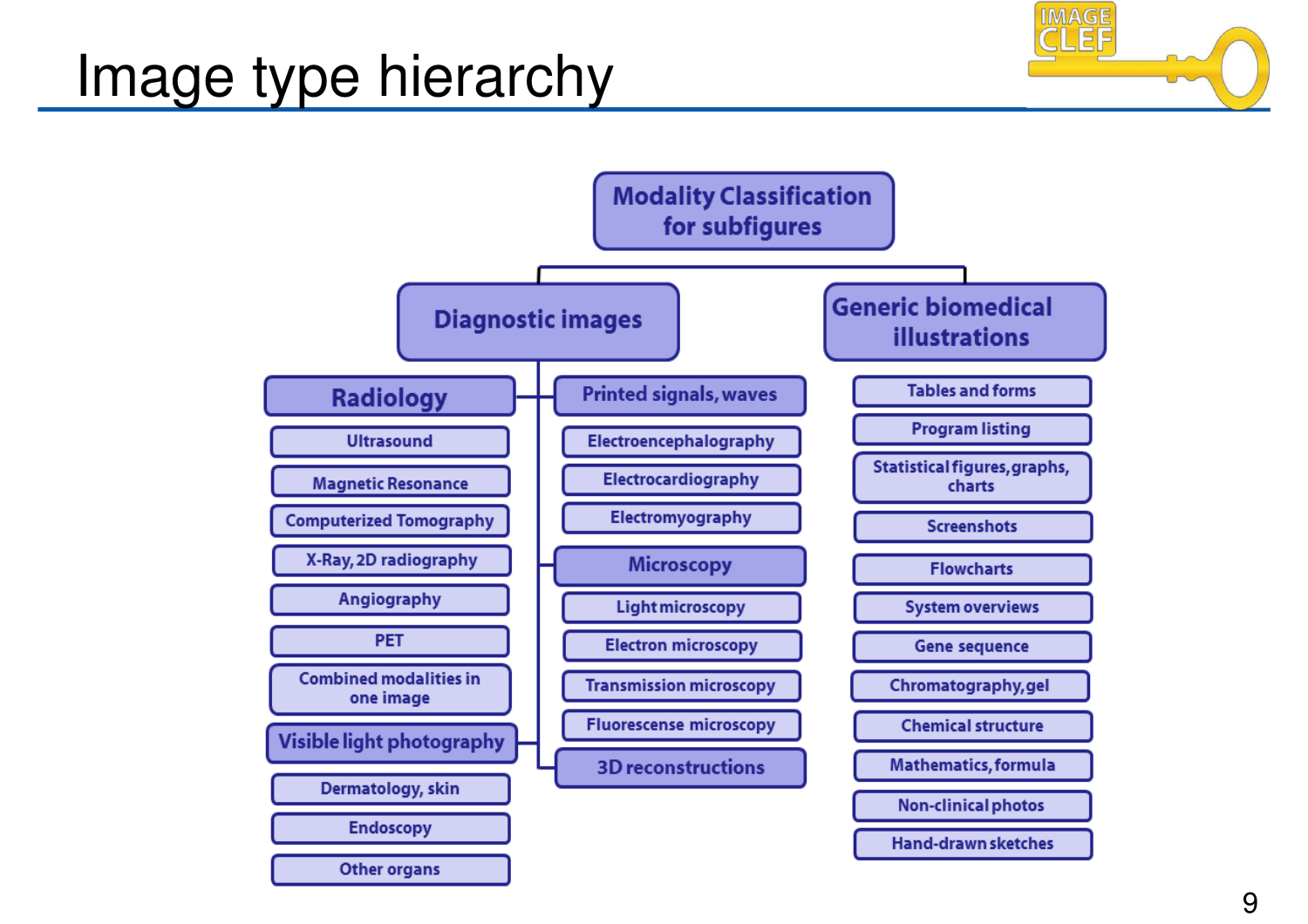# Image type hierarchy

- **Modality Classification for subfigures**
  - **Diagnostic images**
    - **Radiology**
      - Ultrasound
      - Magnetic Resonance
      - Computerized Tomography
      - X-Ray, 2D radiography
      - Angiography
      - PET
      - Combined modalities in one image
    - **Visible light photography**
      - Dermatology, skin
      - Endoscopy
      - Other organs
    - **Printed signals, waves**
      - Electroencephalography
      - Electrocardiography
      - Electromyography
    - **Microscopy**
      - Light microscopy
      - Electron microscopy
      - Transmission microscopy
      - Fluorescense microscopy
    - **3D reconstructions**
  - **Generic biomedical illustrations**
    - Tables and forms
    - Program listing
    - Statistical figures, graphs, charts
    - Screenshots
    - Flowcharts
    - System overviews
    - Gene sequence
    - Chromatography, gel
    - Chemical structure
    - Mathematics, formula
    - Non-clinical photos
    - Hand-drawn sketches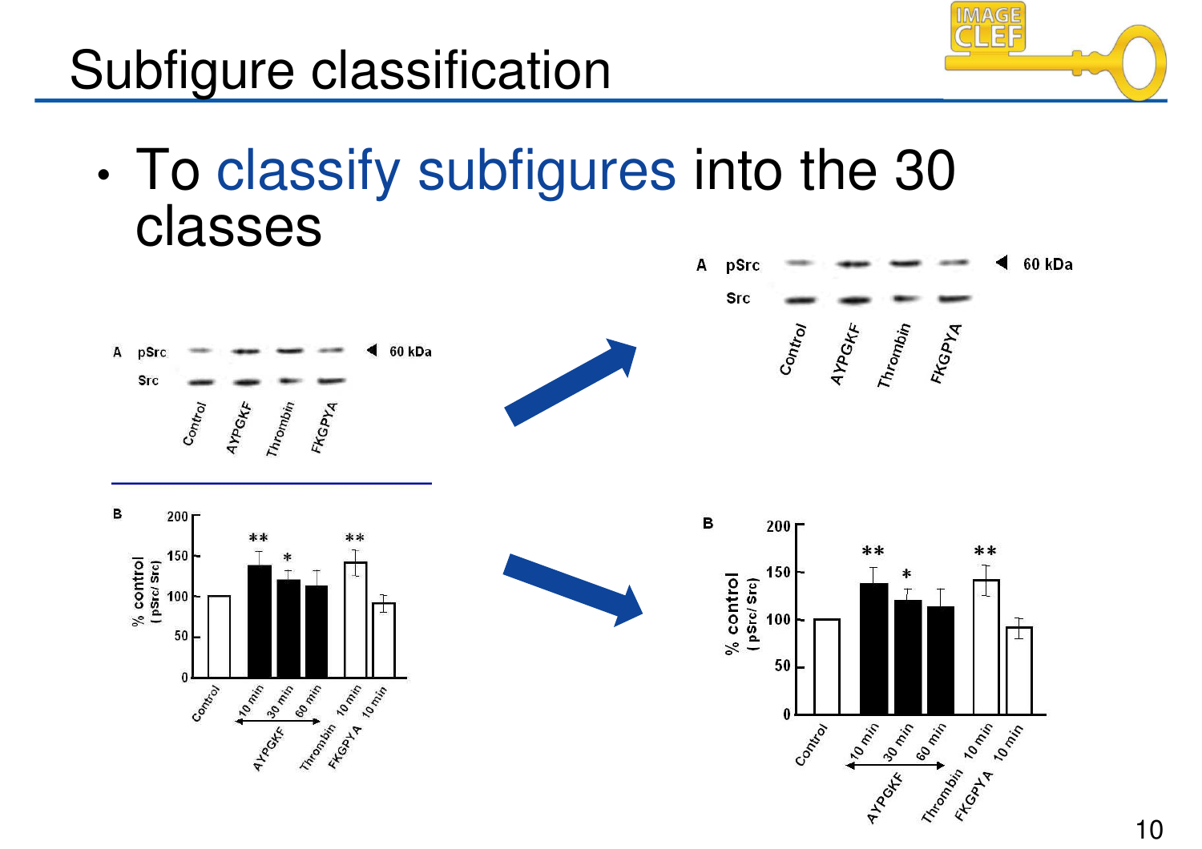# Subfigure classification

- To classify subfigures into the 30 classes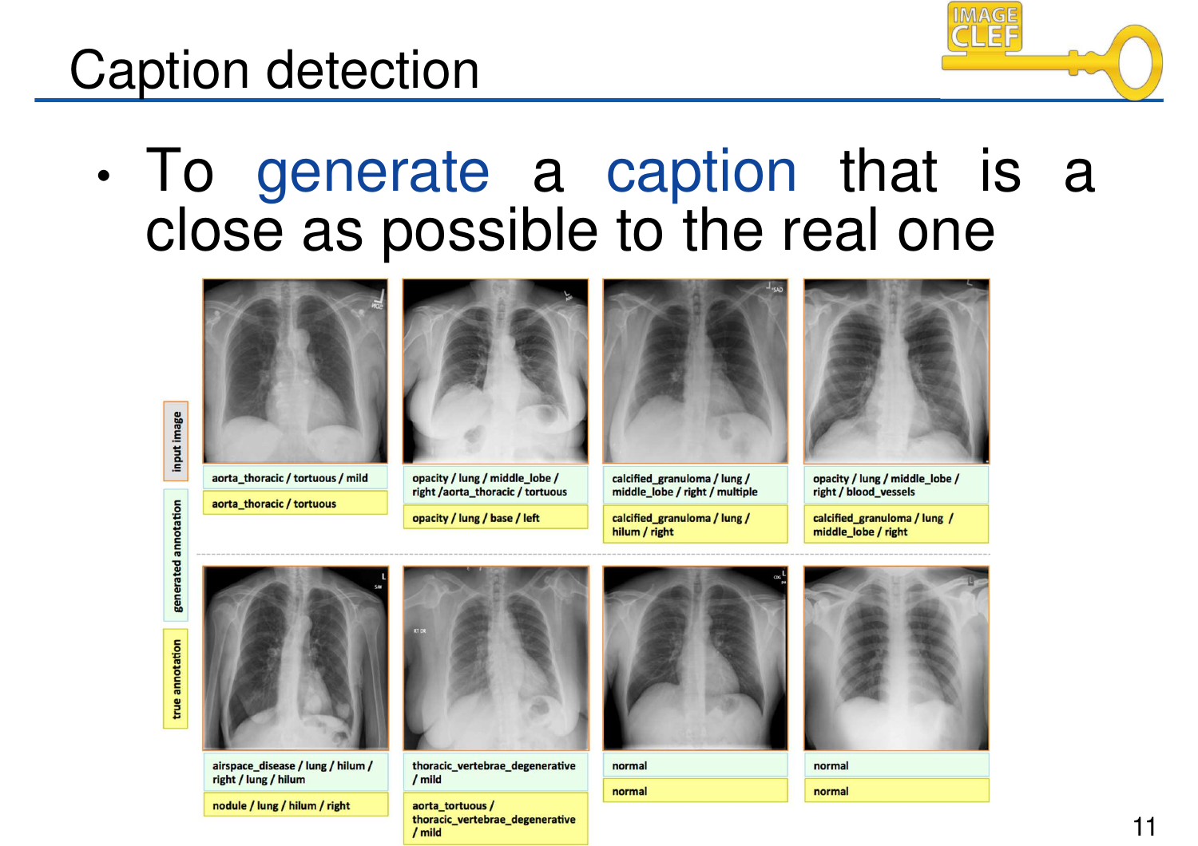# Caption detection

- To generate a caption that is a close as possible to the real one

| | Image 1 | Image 2 | Image 3 | Image 4 |
|---|---|---|---|---|
| generated annotation | aorta_thoracic / tortuous / mild | opacity / lung / middle_lobe / right /aorta_thoracic / tortuous | calcified_granuloma / lung / middle_lobe / right / multiple | opacity / lung / middle_lobe / right / blood_vessels |
| true annotation | aorta_thoracic / tortuous | opacity / lung / base / left | calcified_granuloma / lung / hilum / right | calcified_granuloma / lung / middle_lobe / right |

| | Image 5 | Image 6 | Image 7 | Image 8 |
|---|---|---|---|---|
| generated annotation | airspace_disease / lung / hilum / right / lung / hilum | thoracic_vertebrae_degenerative / mild | normal | normal |
| true annotation | nodule / lung / hilum / right | aorta_tortuous / thoracic_vertebrae_degenerative / mild | normal | normal |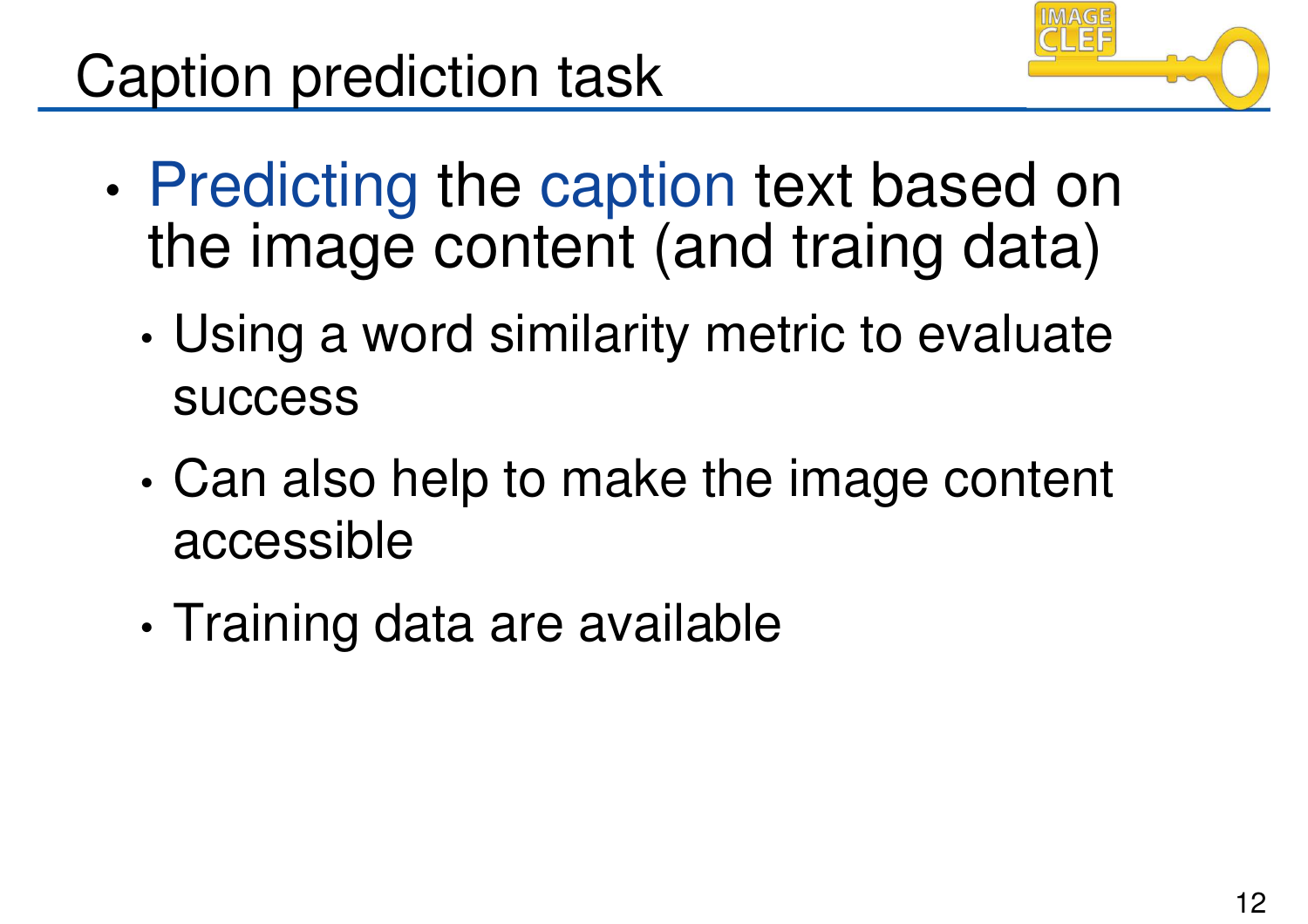# Caption prediction task

- Predicting the caption text based on the image content (and traing data)
  - Using a word similarity metric to evaluate success
  - Can also help to make the image content accessible
  - Training data are available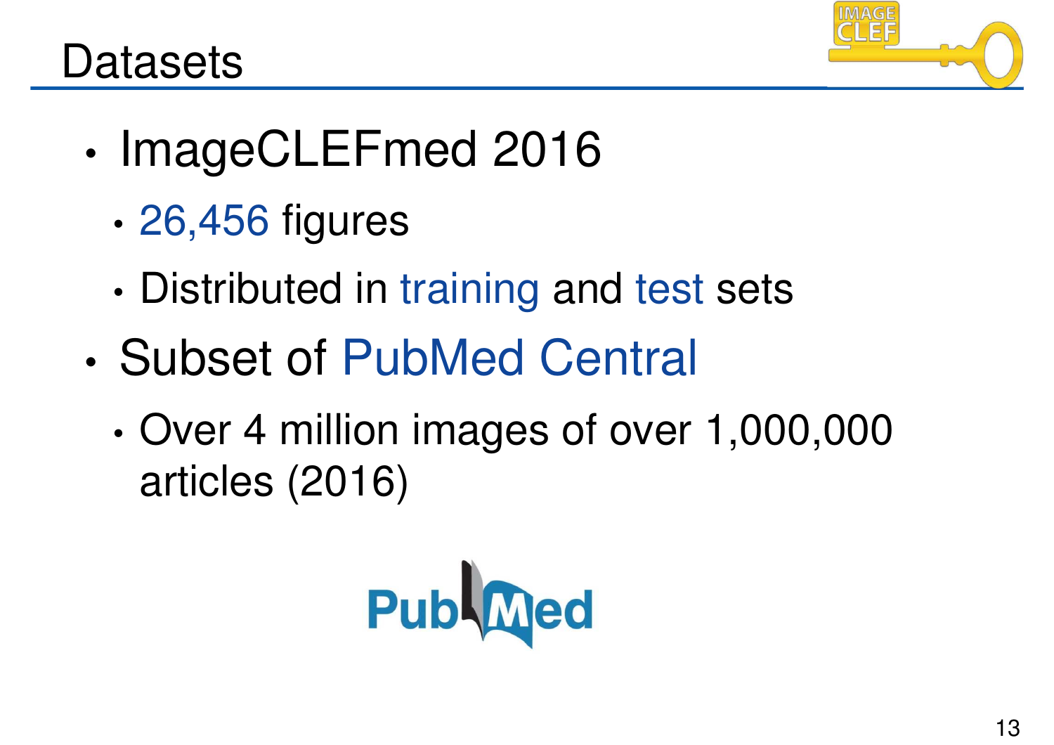# Datasets

- ImageCLEFmed 2016
  - 26,456 figures
  - Distributed in training and test sets
- Subset of PubMed Central
  - Over 4 million images of over 1,000,000 articles (2016)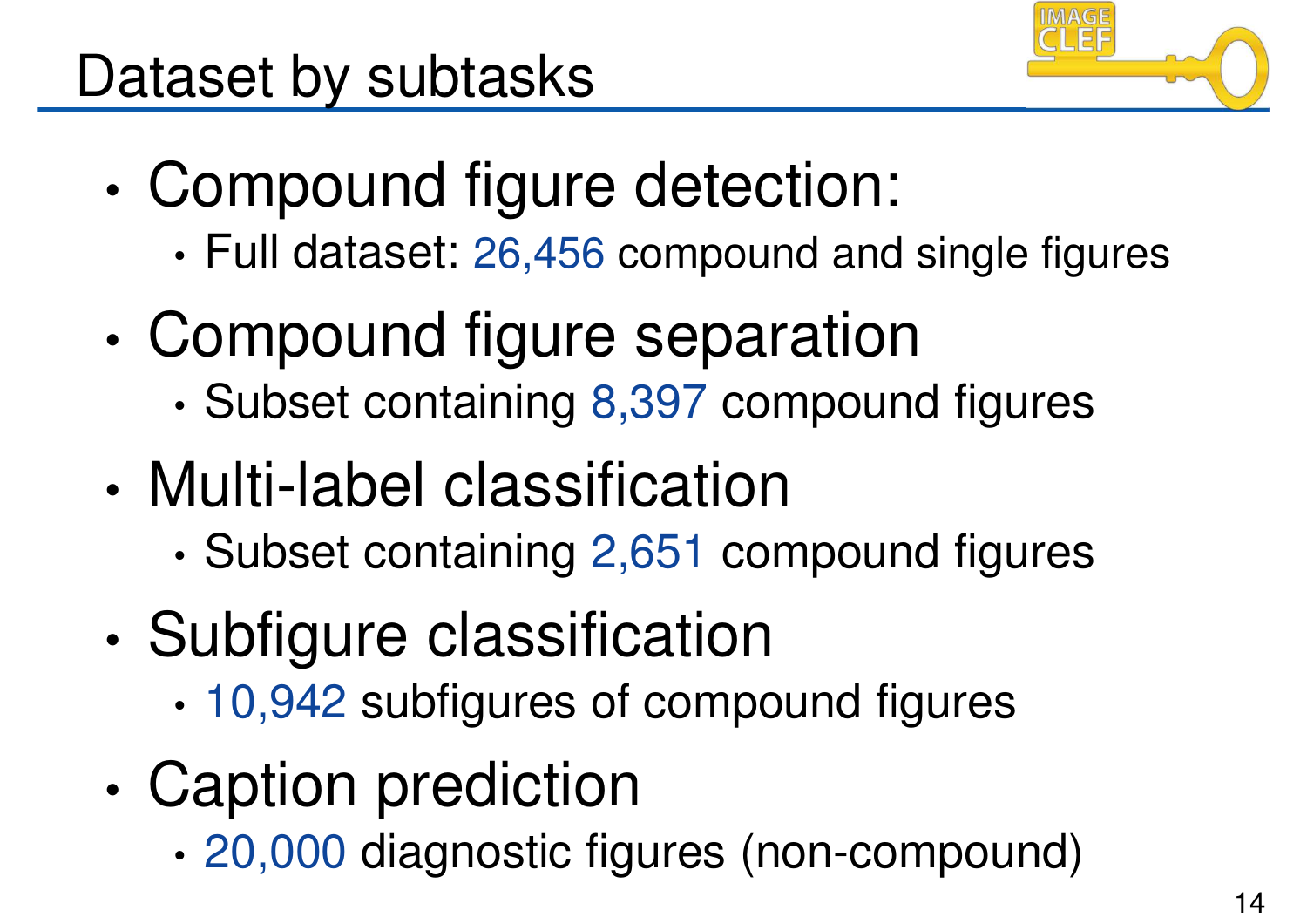# Dataset by subtasks

- Compound figure detection:
  - Full dataset: 26,456 compound and single figures
- Compound figure separation
  - Subset containing 8,397 compound figures
- Multi-label classification
  - Subset containing 2,651 compound figures
- Subfigure classification
  - 10,942 subfigures of compound figures
- Caption prediction
  - 20,000 diagnostic figures (non-compound)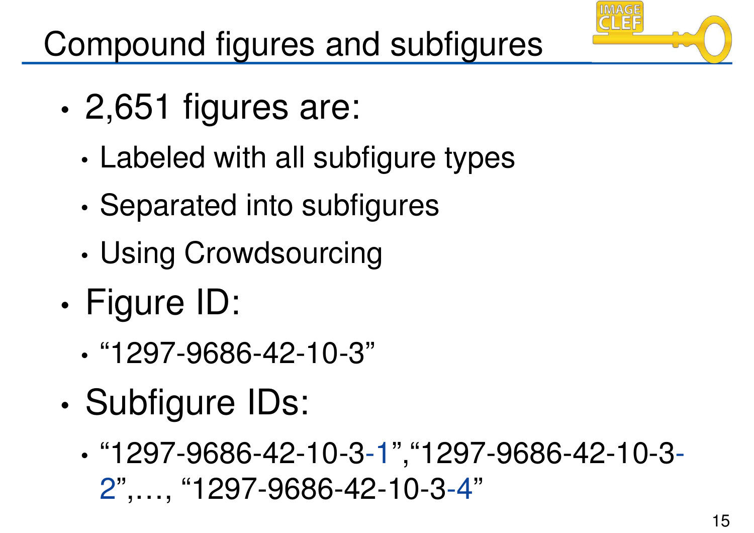# Compound figures and subfigures

- 2,651 figures are:
  - Labeled with all subfigure types
  - Separated into subfigures
  - Using Crowdsourcing
- Figure ID:
  - “1297-9686-42-10-3”
- Subfigure IDs:
  - “1297-9686-42-10-3-1”,“1297-9686-42-10-3-2”,…, “1297-9686-42-10-3-4”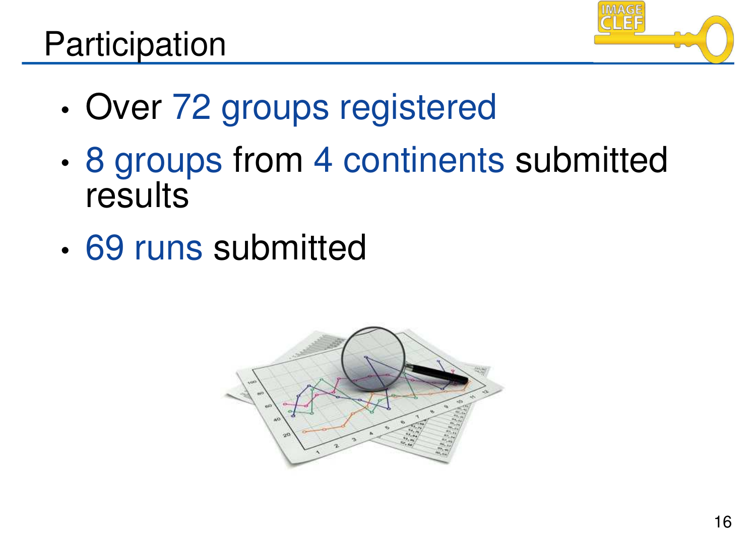# Participation

- Over 72 groups registered
- 8 groups from 4 continents submitted results
- 69 runs submitted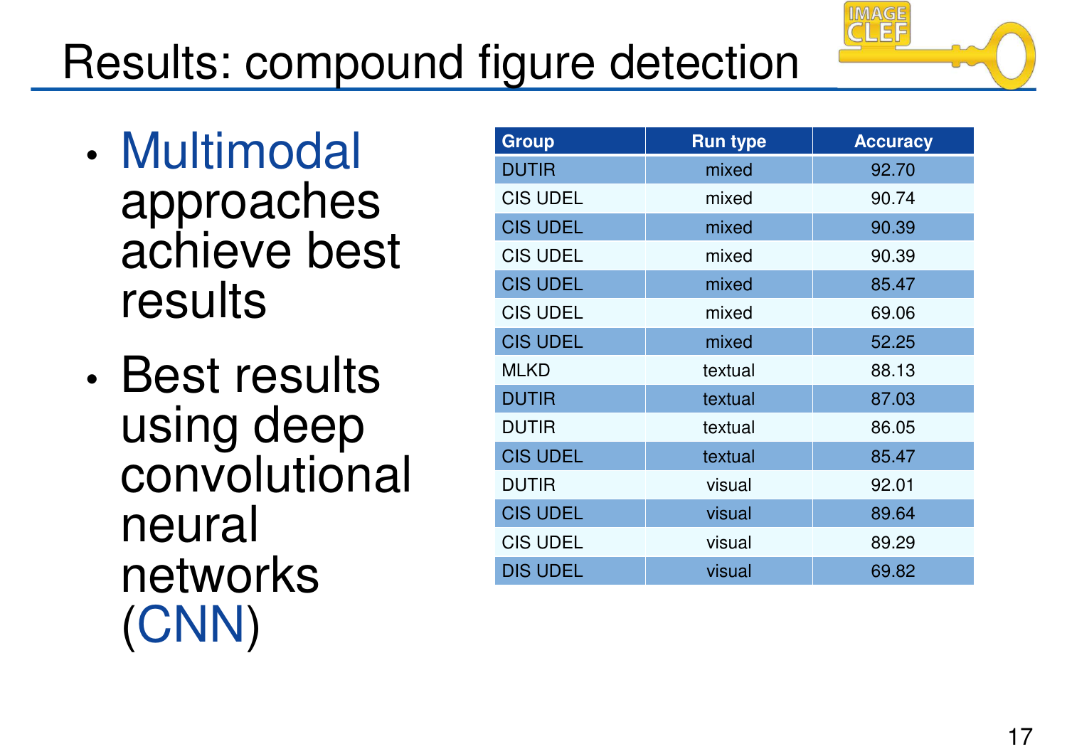# Results: compound figure detection

- Multimodal approaches achieve best results
- Best results using deep convolutional neural networks (CNN)

| Group | Run type | Accuracy |
|---|---|---|
| DUTIR | mixed | 92.70 |
| CIS UDEL | mixed | 90.74 |
| CIS UDEL | mixed | 90.39 |
| CIS UDEL | mixed | 90.39 |
| CIS UDEL | mixed | 85.47 |
| CIS UDEL | mixed | 69.06 |
| CIS UDEL | mixed | 52.25 |
| MLKD | textual | 88.13 |
| DUTIR | textual | 87.03 |
| DUTIR | textual | 86.05 |
| CIS UDEL | textual | 85.47 |
| DUTIR | visual | 92.01 |
| CIS UDEL | visual | 89.64 |
| CIS UDEL | visual | 89.29 |
| DIS UDEL | visual | 69.82 |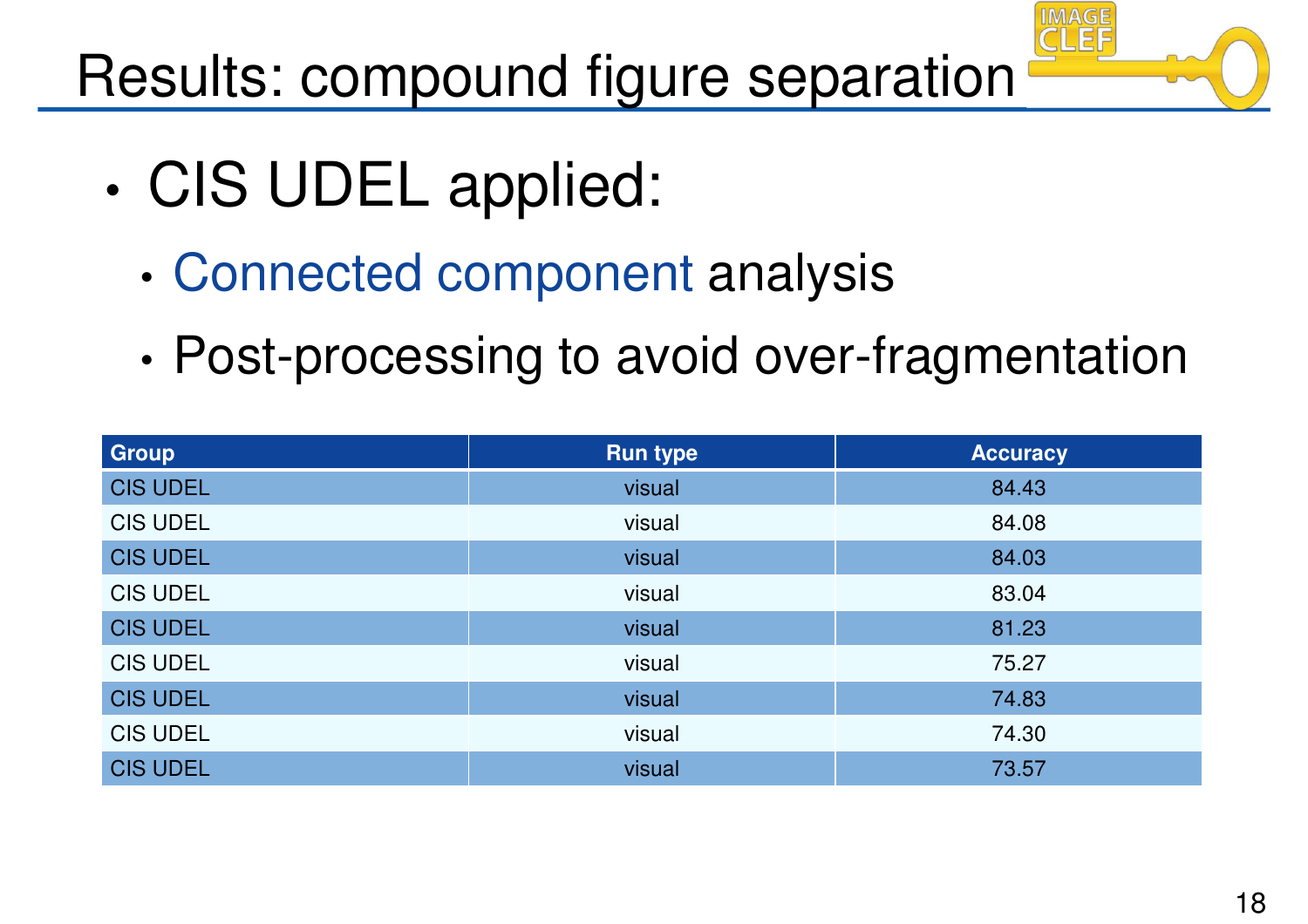# Results: compound figure separation

- CIS UDEL applied:
  - Connected component analysis
  - Post-processing to avoid over-fragmentation

| Group | Run type | Accuracy |
|---|---|---|
| CIS UDEL | visual | 84.43 |
| CIS UDEL | visual | 84.08 |
| CIS UDEL | visual | 84.03 |
| CIS UDEL | visual | 83.04 |
| CIS UDEL | visual | 81.23 |
| CIS UDEL | visual | 75.27 |
| CIS UDEL | visual | 74.83 |
| CIS UDEL | visual | 74.30 |
| CIS UDEL | visual | 73.57 |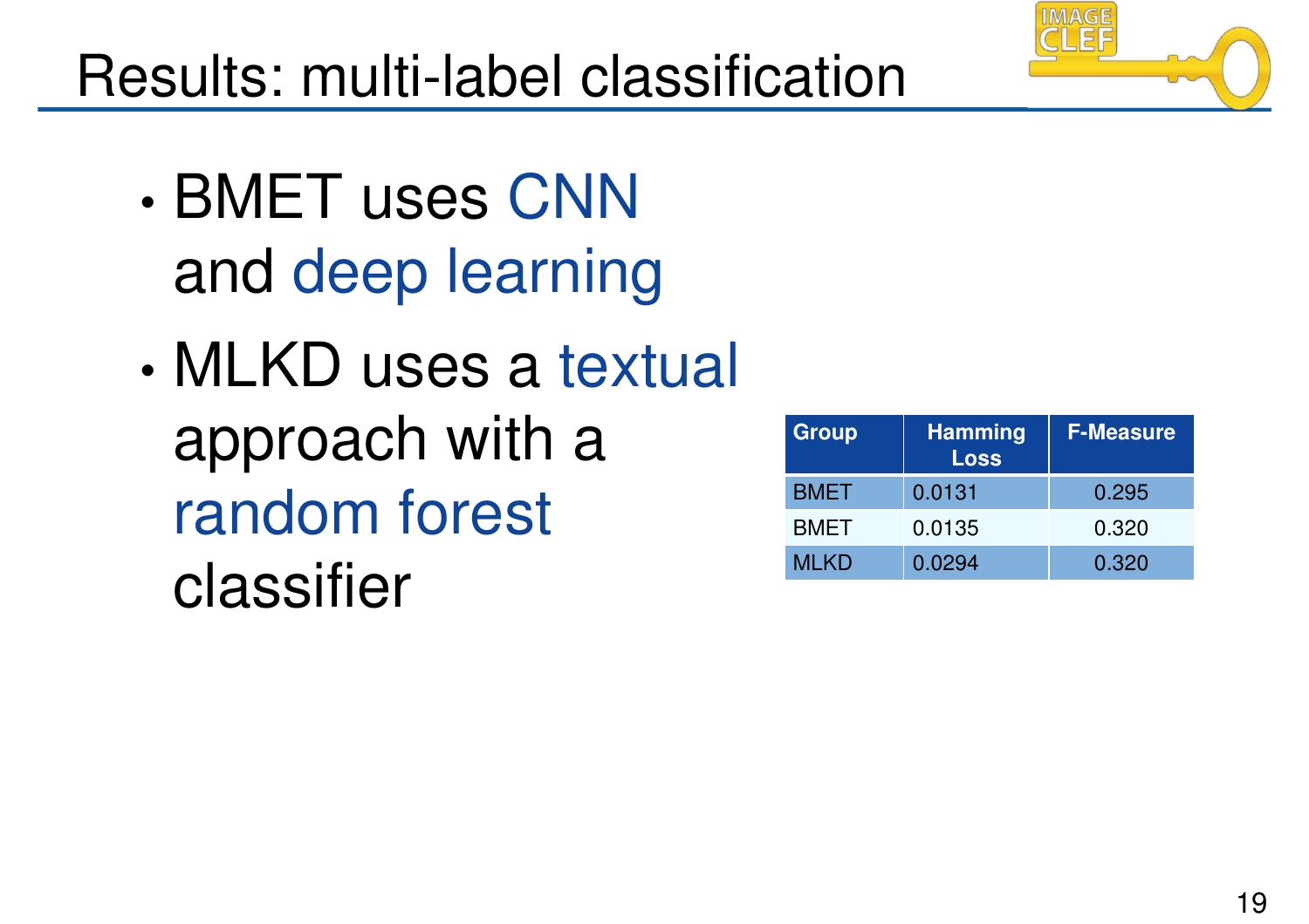# Results: multi-label classification

- BMET uses CNN and deep learning
- MLKD uses a textual approach with a random forest classifier

| Group | Hamming Loss | F-Measure |
|---|---|---|
| BMET | 0.0131 | 0.295 |
| BMET | 0.0135 | 0.320 |
| MLKD | 0.0294 | 0.320 |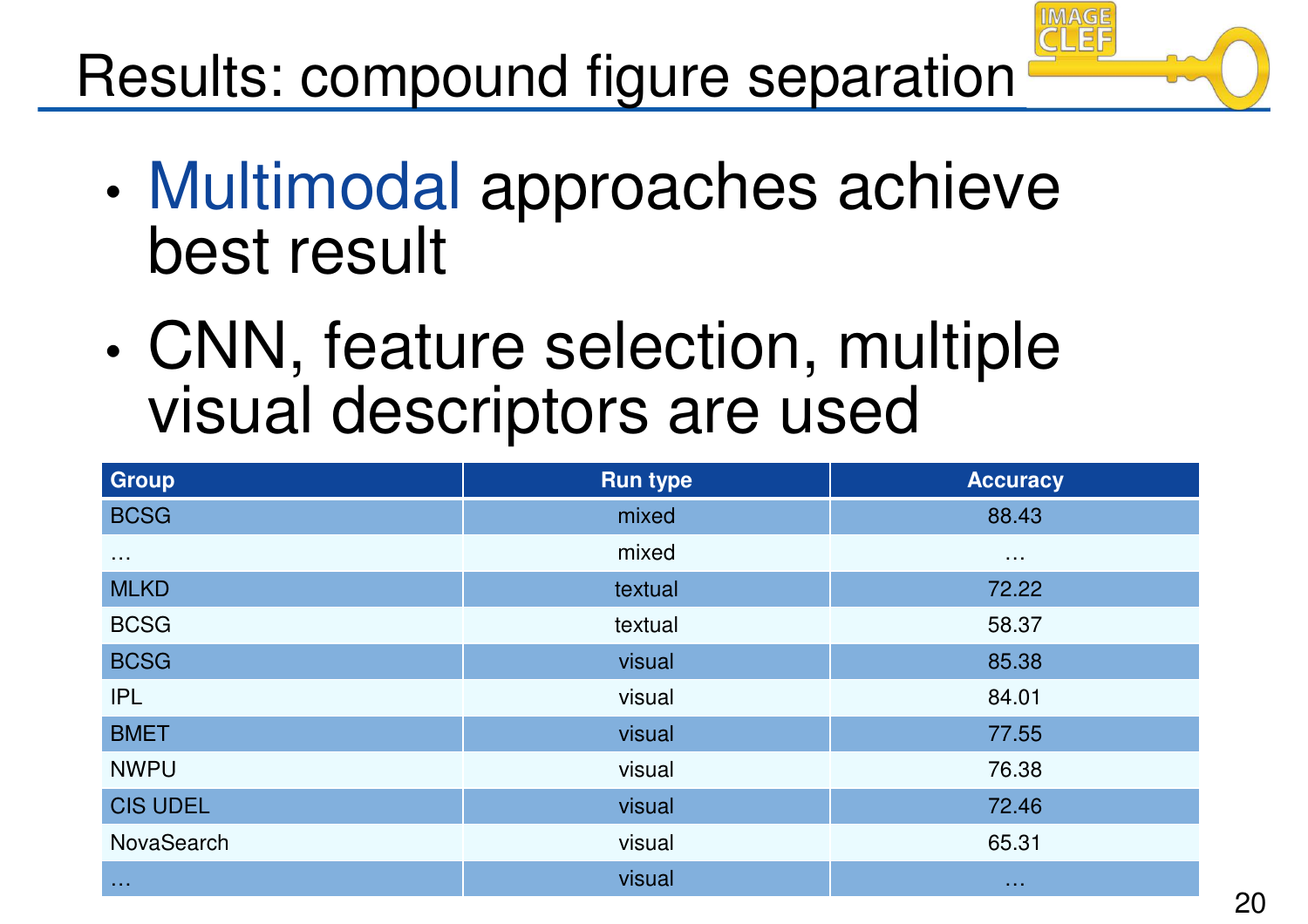# Results: compound figure separation

- Multimodal approaches achieve best result
- CNN, feature selection, multiple visual descriptors are used

| Group | Run type | Accuracy |
|---|---|---|
| BCSG | mixed | 88.43 |
| … | mixed | … |
| MLKD | textual | 72.22 |
| BCSG | textual | 58.37 |
| BCSG | visual | 85.38 |
| IPL | visual | 84.01 |
| BMET | visual | 77.55 |
| NWPU | visual | 76.38 |
| CIS UDEL | visual | 72.46 |
| NovaSearch | visual | 65.31 |
| … | visual | … |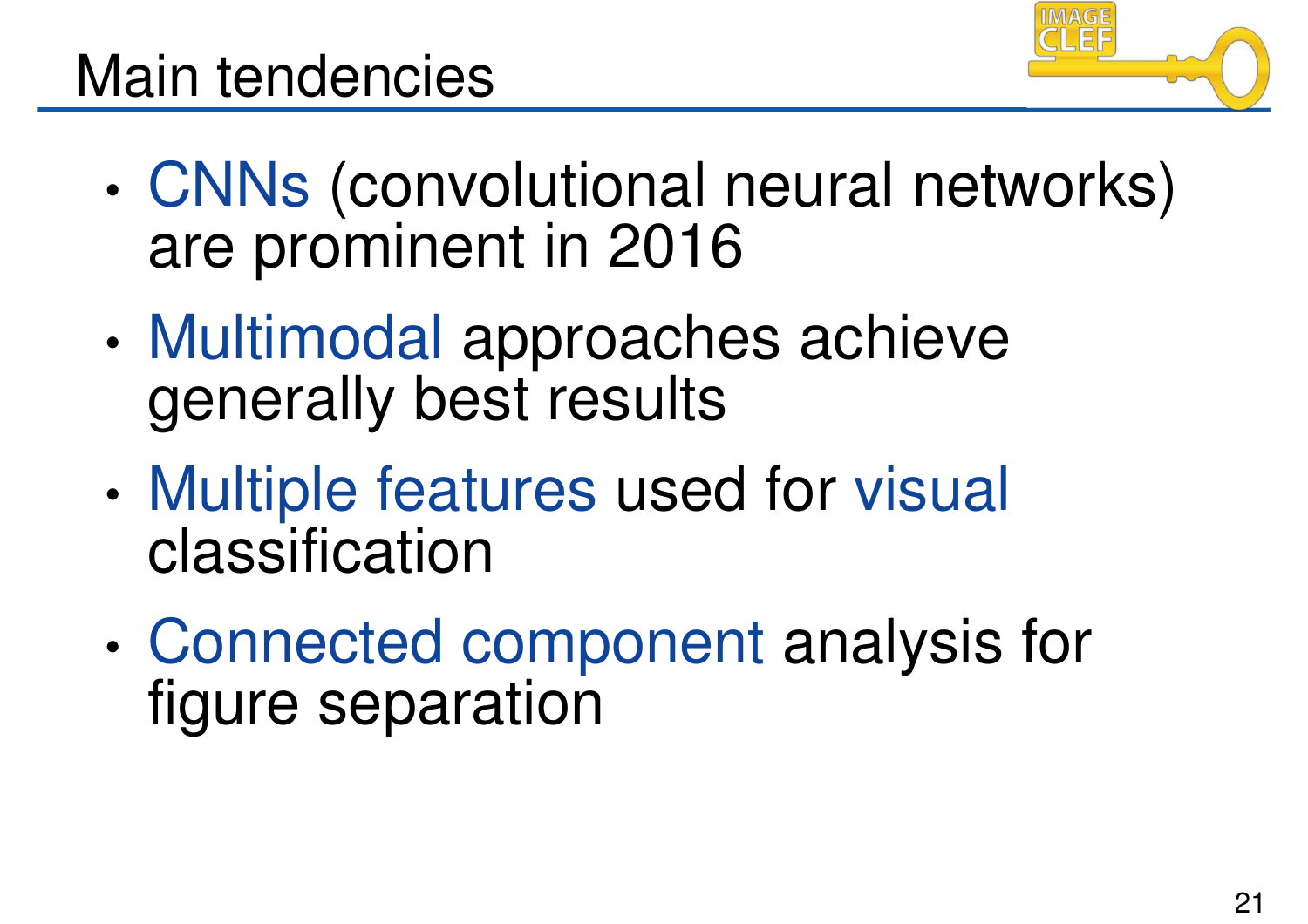# Main tendencies

- CNNs (convolutional neural networks) are prominent in 2016
- Multimodal approaches achieve generally best results
- Multiple features used for visual classification
- Connected component analysis for figure separation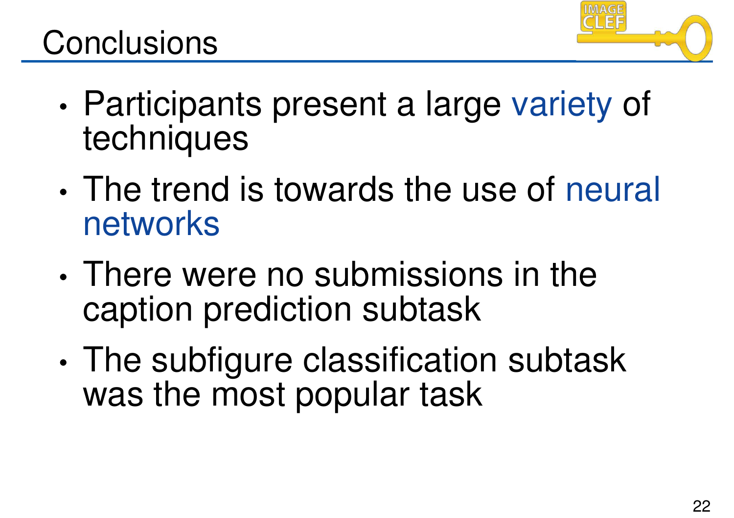# Conclusions

- Participants present a large variety of techniques
- The trend is towards the use of neural networks
- There were no submissions in the caption prediction subtask
- The subfigure classification subtask was the most popular task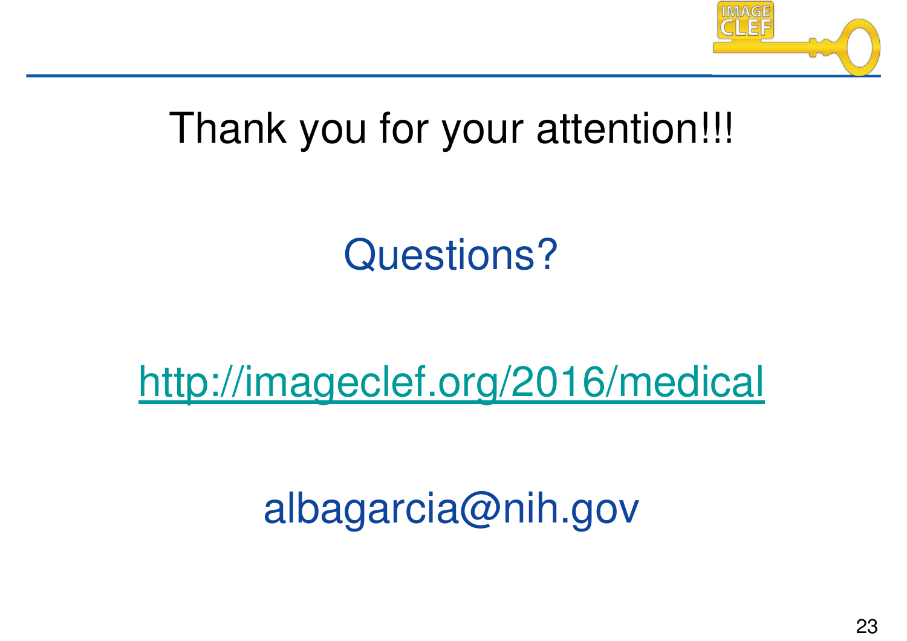Thank you for your attention!!!

Questions?

http://imageclef.org/2016/medical

albagarcia@nih.gov